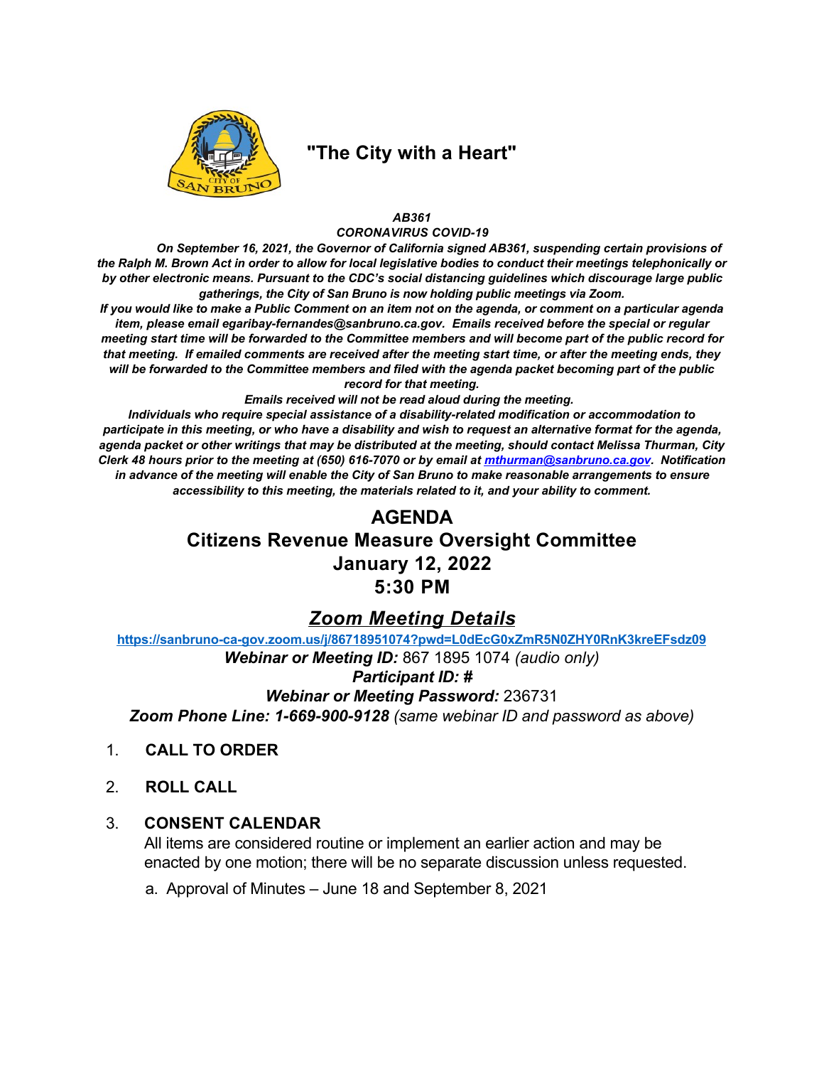# "The City with a Heart"

***AB361***

***CORONAVIRUS COVID-19***

***On September 16, 2021, the Governor of California signed AB361, suspending certain provisions of the Ralph M. Brown Act in order to allow for local legislative bodies to conduct their meetings telephonically or by other electronic means. Pursuant to the CDC's social distancing guidelines which discourage large public gatherings, the City of San Bruno is now holding public meetings via Zoom.***

***If you would like to make a Public Comment on an item not on the agenda, or comment on a particular agenda item, please email egaribay-fernandes@sanbruno.ca.gov. Emails received before the special or regular meeting start time will be forwarded to the Committee members and will become part of the public record for that meeting. If emailed comments are received after the meeting start time, or after the meeting ends, they will be forwarded to the Committee members and filed with the agenda packet becoming part of the public record for that meeting.***

***Emails received will not be read aloud during the meeting.***

***Individuals who require special assistance of a disability-related modification or accommodation to participate in this meeting, or who have a disability and wish to request an alternative format for the agenda, agenda packet or other writings that may be distributed at the meeting, should contact Melissa Thurman, City Clerk 48 hours prior to the meeting at (650) 616-7070 or by email at [mthurman@sanbruno.ca.gov](mailto:mthurman@sanbruno.ca.gov). Notification in advance of the meeting will enable the City of San Bruno to make reasonable arrangements to ensure accessibility to this meeting, the materials related to it, and your ability to comment.***

## AGENDA
## Citizens Revenue Measure Oversight Committee
## January 12, 2022
## 5:30 PM

## ***Zoom Meeting Details***

**https://sanbruno-ca-gov.zoom.us/j/86718951074?pwd=L0dEcG0xZmR5N0ZHY0RnK3kreEFsdz09**

***Webinar or Meeting ID:*** 867 1895 1074 *(audio only)*

***Participant ID: #***

***Webinar or Meeting Password:*** 236731

***Zoom Phone Line: 1-669-900-9128*** *(same webinar ID and password as above)*

1. **CALL TO ORDER**

2. **ROLL CALL**

3. **CONSENT CALENDAR**
   All items are considered routine or implement an earlier action and may be enacted by one motion; there will be no separate discussion unless requested.

   a. Approval of Minutes – June 18 and September 8, 2021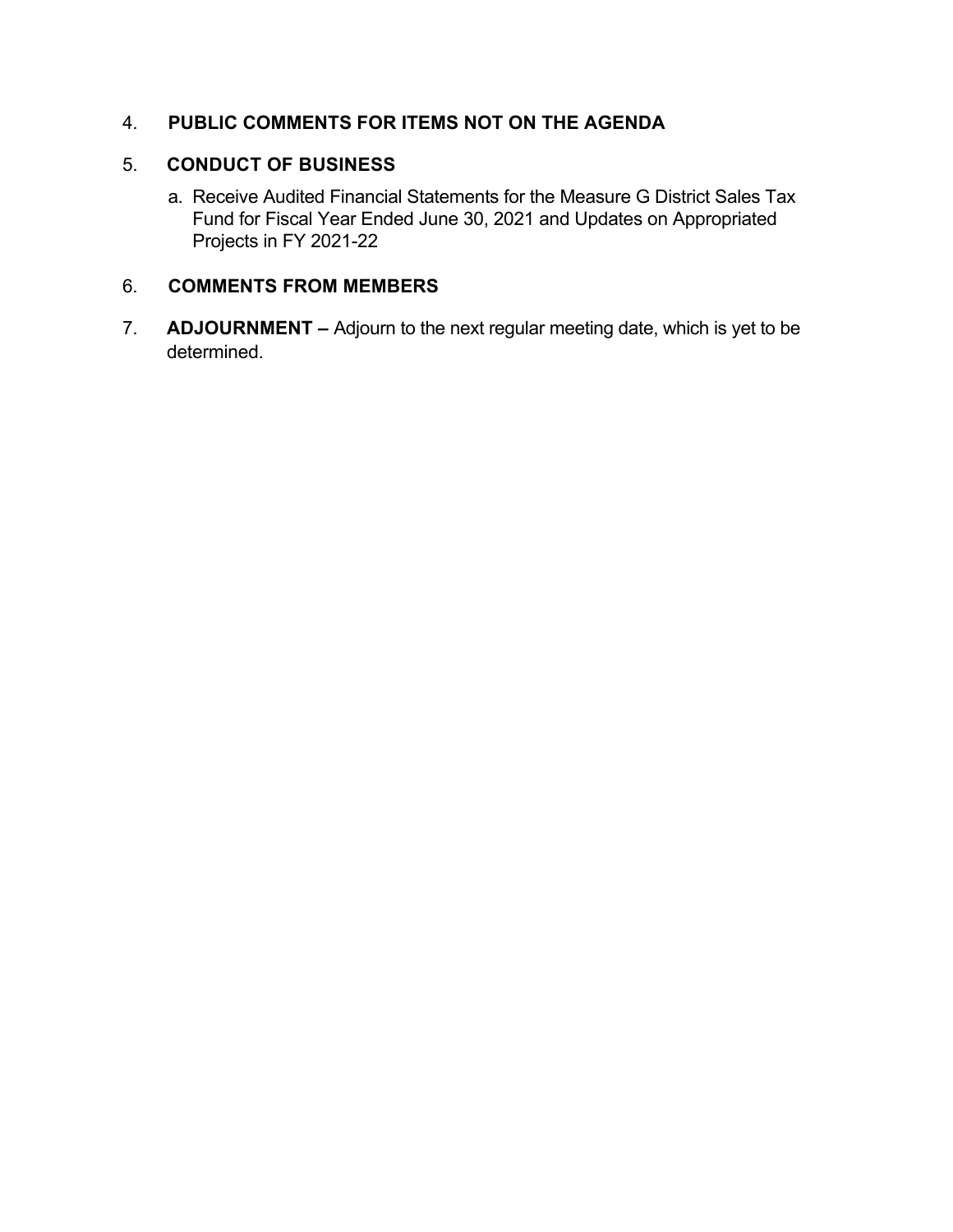4. **PUBLIC COMMENTS FOR ITEMS NOT ON THE AGENDA**

5. **CONDUCT OF BUSINESS**

   a. Receive Audited Financial Statements for the Measure G District Sales Tax Fund for Fiscal Year Ended June 30, 2021 and Updates on Appropriated Projects in FY 2021-22

6. **COMMENTS FROM MEMBERS**

7. **ADJOURNMENT –** Adjourn to the next regular meeting date, which is yet to be determined.